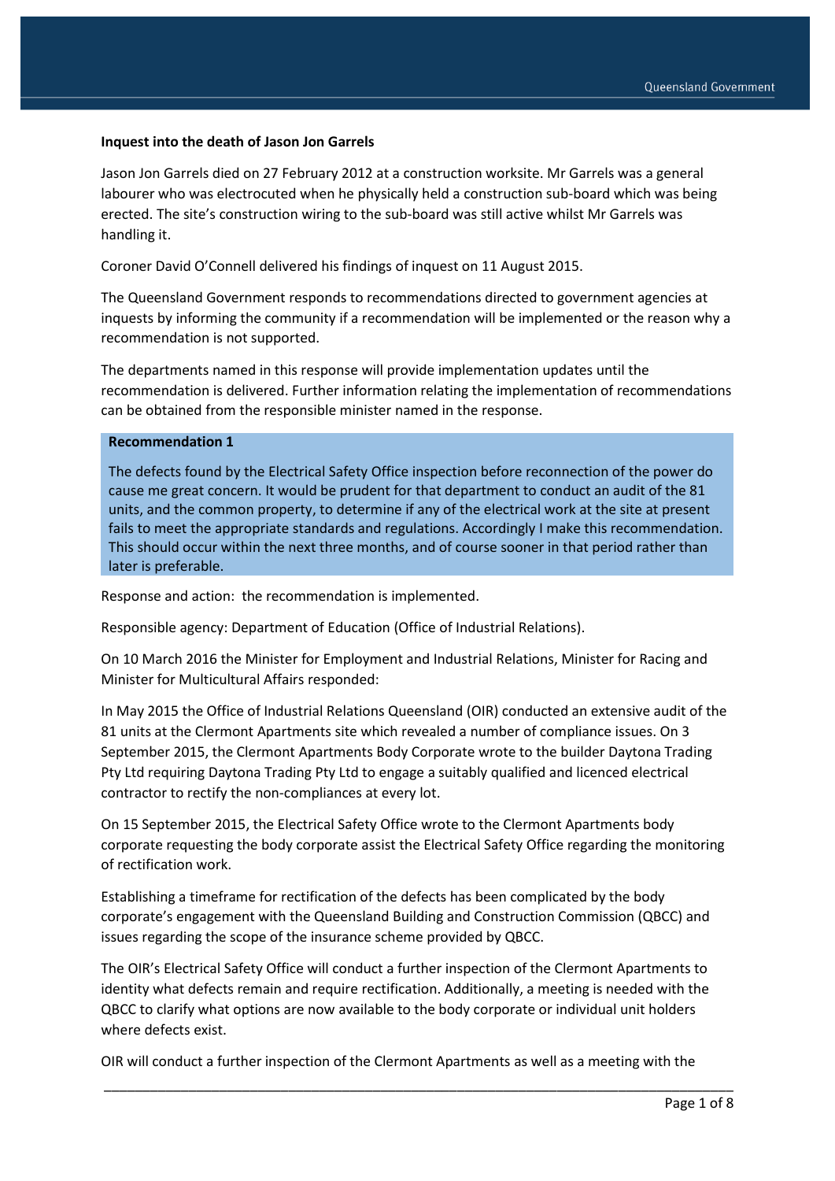**Inquest into the death of Jason Jon Garrels**

Jason Jon Garrels died on 27 February 2012 at a construction worksite. Mr Garrels was a general labourer who was electrocuted when he physically held a construction sub-board which was being erected. The site's construction wiring to the sub-board was still active whilst Mr Garrels was handling it.

Coroner David O'Connell delivered his findings of inquest on 11 August 2015.

The Queensland Government responds to recommendations directed to government agencies at inquests by informing the community if a recommendation will be implemented or the reason why a recommendation is not supported.

The departments named in this response will provide implementation updates until the recommendation is delivered. Further information relating the implementation of recommendations can be obtained from the responsible minister named in the response.

**Recommendation 1**

The defects found by the Electrical Safety Office inspection before reconnection of the power do cause me great concern. It would be prudent for that department to conduct an audit of the 81 units, and the common property, to determine if any of the electrical work at the site at present fails to meet the appropriate standards and regulations. Accordingly I make this recommendation. This should occur within the next three months, and of course sooner in that period rather than later is preferable.

Response and action: the recommendation is implemented.

Responsible agency: Department of Education (Office of Industrial Relations).

On 10 March 2016 the Minister for Employment and Industrial Relations, Minister for Racing and Minister for Multicultural Affairs responded:

In May 2015 the Office of Industrial Relations Queensland (OIR) conducted an extensive audit of the 81 units at the Clermont Apartments site which revealed a number of compliance issues. On 3 September 2015, the Clermont Apartments Body Corporate wrote to the builder Daytona Trading Pty Ltd requiring Daytona Trading Pty Ltd to engage a suitably qualified and licenced electrical contractor to rectify the non-compliances at every lot.

On 15 September 2015, the Electrical Safety Office wrote to the Clermont Apartments body corporate requesting the body corporate assist the Electrical Safety Office regarding the monitoring of rectification work.

Establishing a timeframe for rectification of the defects has been complicated by the body corporate's engagement with the Queensland Building and Construction Commission (QBCC) and issues regarding the scope of the insurance scheme provided by QBCC.

The OIR's Electrical Safety Office will conduct a further inspection of the Clermont Apartments to identity what defects remain and require rectification. Additionally, a meeting is needed with the QBCC to clarify what options are now available to the body corporate or individual unit holders where defects exist.

OIR will conduct a further inspection of the Clermont Apartments as well as a meeting with the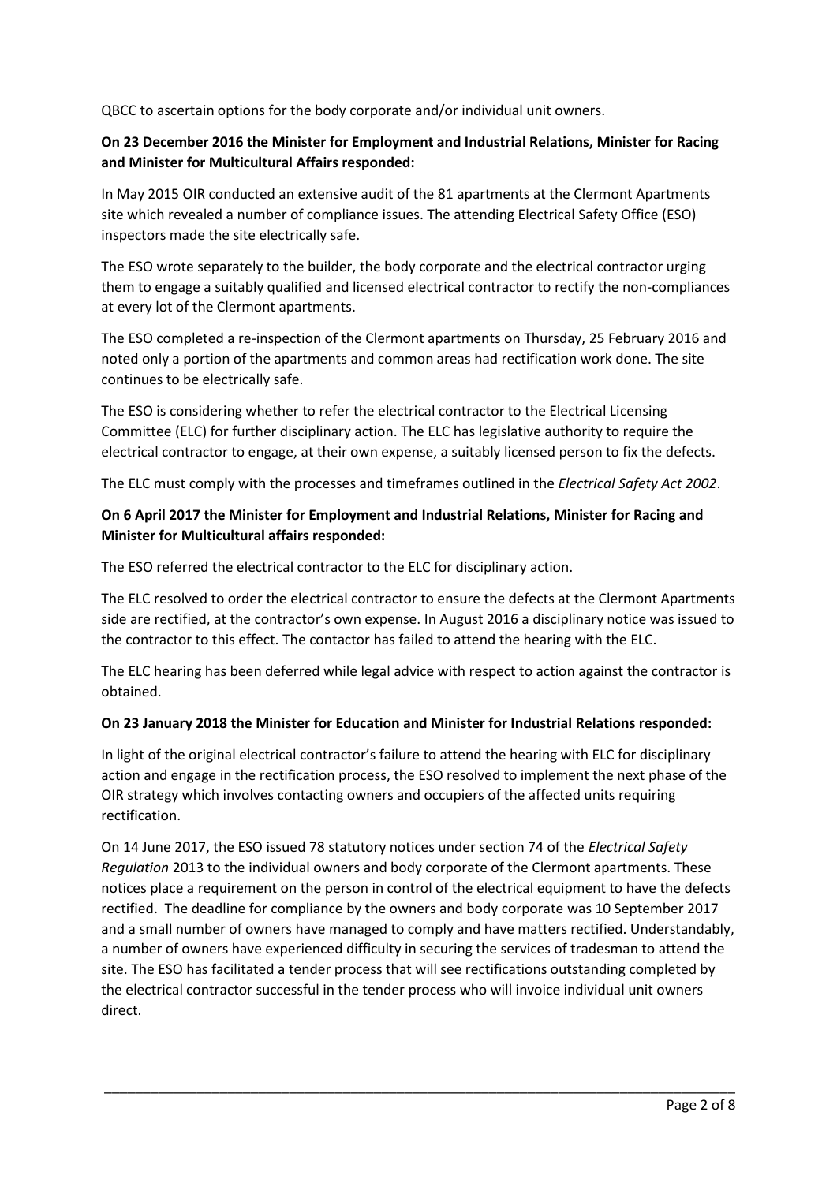QBCC to ascertain options for the body corporate and/or individual unit owners.

**On 23 December 2016 the Minister for Employment and Industrial Relations, Minister for Racing and Minister for Multicultural Affairs responded:**

In May 2015 OIR conducted an extensive audit of the 81 apartments at the Clermont Apartments site which revealed a number of compliance issues. The attending Electrical Safety Office (ESO) inspectors made the site electrically safe.

The ESO wrote separately to the builder, the body corporate and the electrical contractor urging them to engage a suitably qualified and licensed electrical contractor to rectify the non-compliances at every lot of the Clermont apartments.

The ESO completed a re-inspection of the Clermont apartments on Thursday, 25 February 2016 and noted only a portion of the apartments and common areas had rectification work done. The site continues to be electrically safe.

The ESO is considering whether to refer the electrical contractor to the Electrical Licensing Committee (ELC) for further disciplinary action. The ELC has legislative authority to require the electrical contractor to engage, at their own expense, a suitably licensed person to fix the defects.

The ELC must comply with the processes and timeframes outlined in the *Electrical Safety Act 2002*.

**On 6 April 2017 the Minister for Employment and Industrial Relations, Minister for Racing and Minister for Multicultural affairs responded:**

The ESO referred the electrical contractor to the ELC for disciplinary action.

The ELC resolved to order the electrical contractor to ensure the defects at the Clermont Apartments side are rectified, at the contractor's own expense. In August 2016 a disciplinary notice was issued to the contractor to this effect. The contactor has failed to attend the hearing with the ELC.

The ELC hearing has been deferred while legal advice with respect to action against the contractor is obtained.

**On 23 January 2018 the Minister for Education and Minister for Industrial Relations responded:**

In light of the original electrical contractor's failure to attend the hearing with ELC for disciplinary action and engage in the rectification process, the ESO resolved to implement the next phase of the OIR strategy which involves contacting owners and occupiers of the affected units requiring rectification.

On 14 June 2017, the ESO issued 78 statutory notices under section 74 of the *Electrical Safety Regulation* 2013 to the individual owners and body corporate of the Clermont apartments. These notices place a requirement on the person in control of the electrical equipment to have the defects rectified. The deadline for compliance by the owners and body corporate was 10 September 2017 and a small number of owners have managed to comply and have matters rectified. Understandably, a number of owners have experienced difficulty in securing the services of tradesman to attend the site. The ESO has facilitated a tender process that will see rectifications outstanding completed by the electrical contractor successful in the tender process who will invoice individual unit owners direct.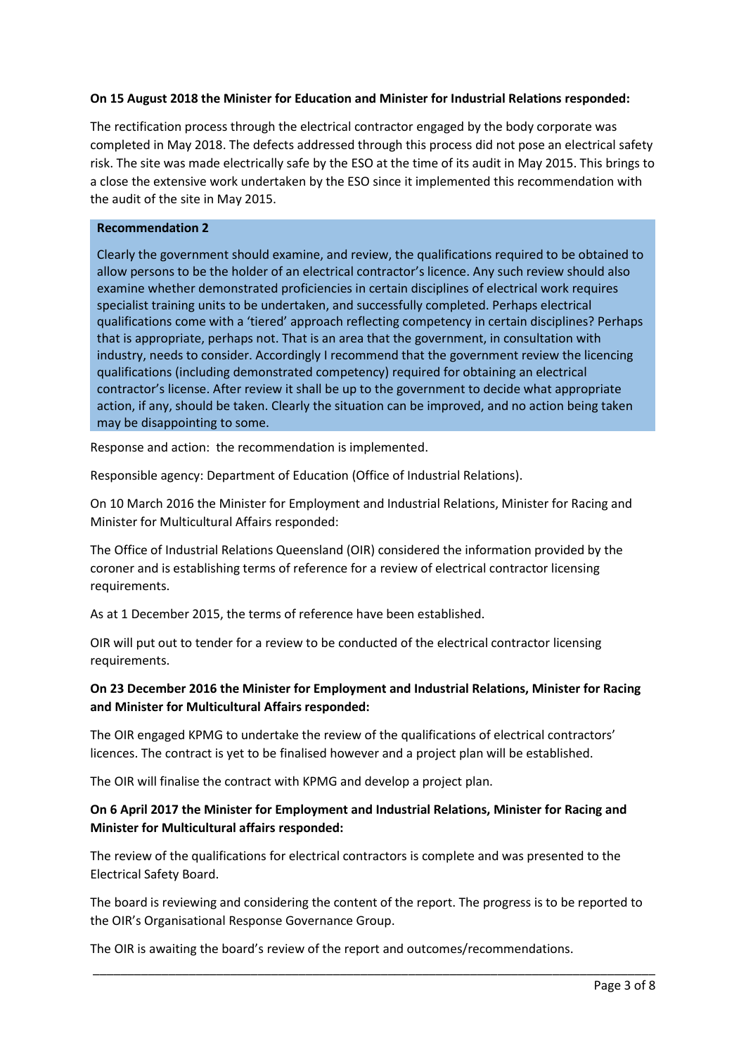**On 15 August 2018 the Minister for Education and Minister for Industrial Relations responded:**

The rectification process through the electrical contractor engaged by the body corporate was completed in May 2018. The defects addressed through this process did not pose an electrical safety risk. The site was made electrically safe by the ESO at the time of its audit in May 2015. This brings to a close the extensive work undertaken by the ESO since it implemented this recommendation with the audit of the site in May 2015.

**Recommendation 2**

Clearly the government should examine, and review, the qualifications required to be obtained to allow persons to be the holder of an electrical contractor's licence. Any such review should also examine whether demonstrated proficiencies in certain disciplines of electrical work requires specialist training units to be undertaken, and successfully completed. Perhaps electrical qualifications come with a 'tiered' approach reflecting competency in certain disciplines? Perhaps that is appropriate, perhaps not. That is an area that the government, in consultation with industry, needs to consider. Accordingly I recommend that the government review the licencing qualifications (including demonstrated competency) required for obtaining an electrical contractor's license. After review it shall be up to the government to decide what appropriate action, if any, should be taken. Clearly the situation can be improved, and no action being taken may be disappointing to some.

Response and action: the recommendation is implemented.

Responsible agency: Department of Education (Office of Industrial Relations).

On 10 March 2016 the Minister for Employment and Industrial Relations, Minister for Racing and Minister for Multicultural Affairs responded:

The Office of Industrial Relations Queensland (OIR) considered the information provided by the coroner and is establishing terms of reference for a review of electrical contractor licensing requirements.

As at 1 December 2015, the terms of reference have been established.

OIR will put out to tender for a review to be conducted of the electrical contractor licensing requirements.

**On 23 December 2016 the Minister for Employment and Industrial Relations, Minister for Racing and Minister for Multicultural Affairs responded:**

The OIR engaged KPMG to undertake the review of the qualifications of electrical contractors' licences. The contract is yet to be finalised however and a project plan will be established.

The OIR will finalise the contract with KPMG and develop a project plan.

**On 6 April 2017 the Minister for Employment and Industrial Relations, Minister for Racing and Minister for Multicultural affairs responded:**

The review of the qualifications for electrical contractors is complete and was presented to the Electrical Safety Board.

The board is reviewing and considering the content of the report. The progress is to be reported to the OIR's Organisational Response Governance Group.

The OIR is awaiting the board's review of the report and outcomes/recommendations.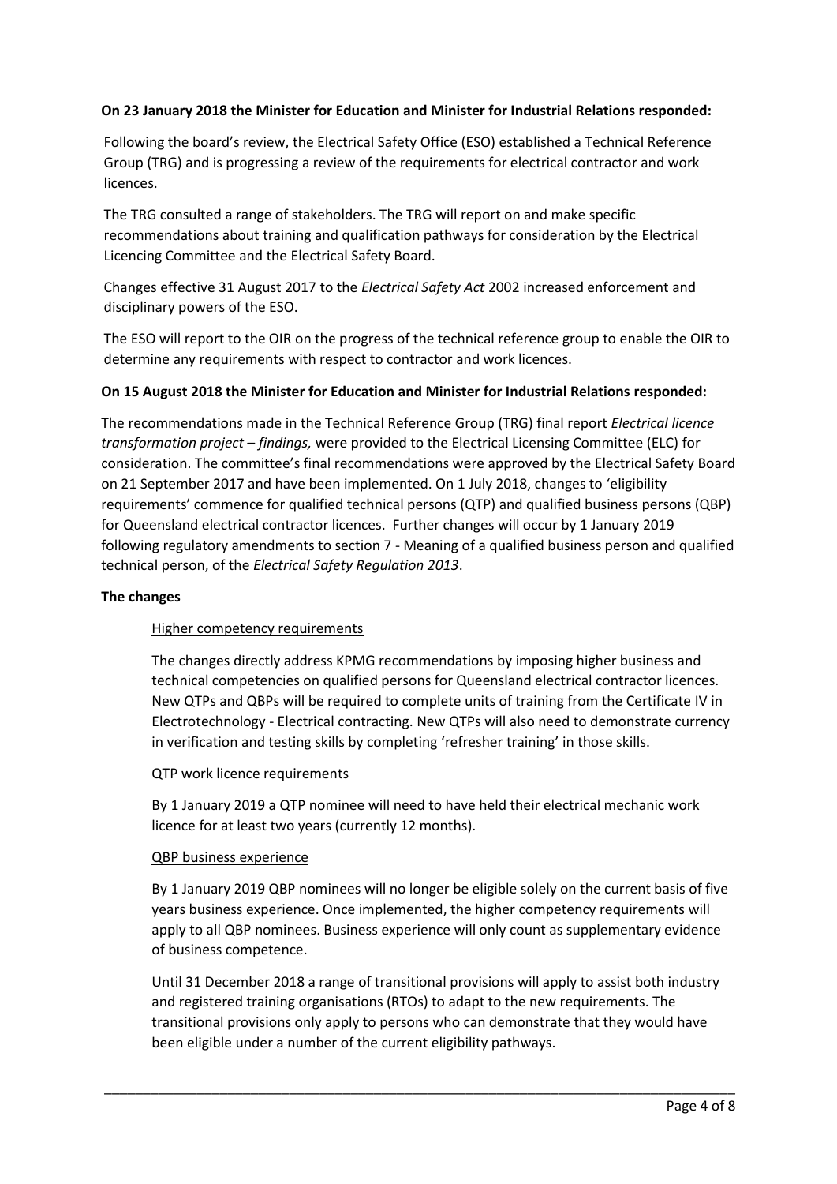**On 23 January 2018 the Minister for Education and Minister for Industrial Relations responded:**

Following the board's review, the Electrical Safety Office (ESO) established a Technical Reference Group (TRG) and is progressing a review of the requirements for electrical contractor and work licences.

The TRG consulted a range of stakeholders. The TRG will report on and make specific recommendations about training and qualification pathways for consideration by the Electrical Licencing Committee and the Electrical Safety Board.

Changes effective 31 August 2017 to the *Electrical Safety Act* 2002 increased enforcement and disciplinary powers of the ESO.

The ESO will report to the OIR on the progress of the technical reference group to enable the OIR to determine any requirements with respect to contractor and work licences.

**On 15 August 2018 the Minister for Education and Minister for Industrial Relations responded:**

The recommendations made in the Technical Reference Group (TRG) final report *Electrical licence transformation project – findings,* were provided to the Electrical Licensing Committee (ELC) for consideration. The committee's final recommendations were approved by the Electrical Safety Board on 21 September 2017 and have been implemented. On 1 July 2018, changes to 'eligibility requirements' commence for qualified technical persons (QTP) and qualified business persons (QBP) for Queensland electrical contractor licences. Further changes will occur by 1 January 2019 following regulatory amendments to section 7 - Meaning of a qualified business person and qualified technical person, of the *Electrical Safety Regulation 2013*.

**The changes**

Higher competency requirements

The changes directly address KPMG recommendations by imposing higher business and technical competencies on qualified persons for Queensland electrical contractor licences. New QTPs and QBPs will be required to complete units of training from the Certificate IV in Electrotechnology - Electrical contracting. New QTPs will also need to demonstrate currency in verification and testing skills by completing 'refresher training' in those skills.

QTP work licence requirements

By 1 January 2019 a QTP nominee will need to have held their electrical mechanic work licence for at least two years (currently 12 months).

QBP business experience

By 1 January 2019 QBP nominees will no longer be eligible solely on the current basis of five years business experience. Once implemented, the higher competency requirements will apply to all QBP nominees. Business experience will only count as supplementary evidence of business competence.

Until 31 December 2018 a range of transitional provisions will apply to assist both industry and registered training organisations (RTOs) to adapt to the new requirements. The transitional provisions only apply to persons who can demonstrate that they would have been eligible under a number of the current eligibility pathways.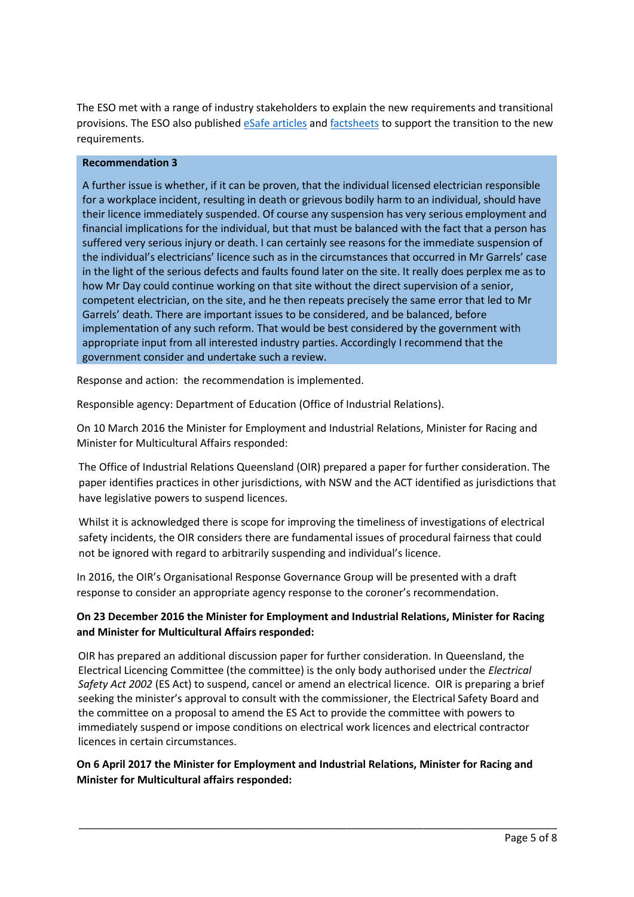The ESO met with a range of industry stakeholders to explain the new requirements and transitional provisions. The ESO also published eSafe articles and factsheets to support the transition to the new requirements.

**Recommendation 3**

A further issue is whether, if it can be proven, that the individual licensed electrician responsible for a workplace incident, resulting in death or grievous bodily harm to an individual, should have their licence immediately suspended. Of course any suspension has very serious employment and financial implications for the individual, but that must be balanced with the fact that a person has suffered very serious injury or death. I can certainly see reasons for the immediate suspension of the individual's electricians' licence such as in the circumstances that occurred in Mr Garrels' case in the light of the serious defects and faults found later on the site. It really does perplex me as to how Mr Day could continue working on that site without the direct supervision of a senior, competent electrician, on the site, and he then repeats precisely the same error that led to Mr Garrels' death. There are important issues to be considered, and be balanced, before implementation of any such reform. That would be best considered by the government with appropriate input from all interested industry parties. Accordingly I recommend that the government consider and undertake such a review.

Response and action: the recommendation is implemented.

Responsible agency: Department of Education (Office of Industrial Relations).

On 10 March 2016 the Minister for Employment and Industrial Relations, Minister for Racing and Minister for Multicultural Affairs responded:

> The Office of Industrial Relations Queensland (OIR) prepared a paper for further consideration. The paper identifies practices in other jurisdictions, with NSW and the ACT identified as jurisdictions that have legislative powers to suspend licences.
>
> Whilst it is acknowledged there is scope for improving the timeliness of investigations of electrical safety incidents, the OIR considers there are fundamental issues of procedural fairness that could not be ignored with regard to arbitrarily suspending and individual's licence.

In 2016, the OIR's Organisational Response Governance Group will be presented with a draft response to consider an appropriate agency response to the coroner's recommendation.

**On 23 December 2016 the Minister for Employment and Industrial Relations, Minister for Racing and Minister for Multicultural Affairs responded:**

> OIR has prepared an additional discussion paper for further consideration. In Queensland, the Electrical Licencing Committee (the committee) is the only body authorised under the *Electrical Safety Act 2002* (ES Act) to suspend, cancel or amend an electrical licence. OIR is preparing a brief seeking the minister's approval to consult with the commissioner, the Electrical Safety Board and the committee on a proposal to amend the ES Act to provide the committee with powers to immediately suspend or impose conditions on electrical work licences and electrical contractor licences in certain circumstances.

**On 6 April 2017 the Minister for Employment and Industrial Relations, Minister for Racing and Minister for Multicultural affairs responded:**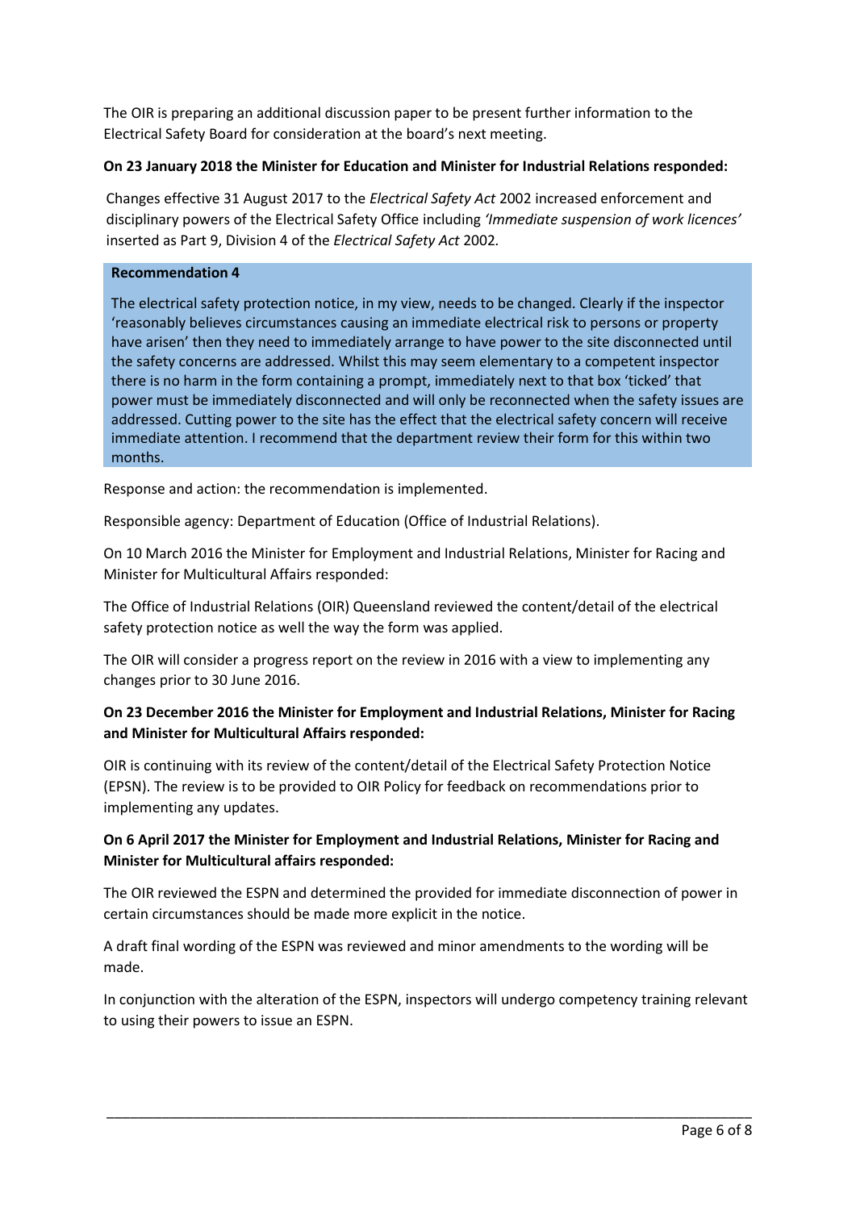The OIR is preparing an additional discussion paper to be present further information to the Electrical Safety Board for consideration at the board's next meeting.

**On 23 January 2018 the Minister for Education and Minister for Industrial Relations responded:**

Changes effective 31 August 2017 to the *Electrical Safety Act* 2002 increased enforcement and disciplinary powers of the Electrical Safety Office including *'Immediate suspension of work licences'* inserted as Part 9, Division 4 of the *Electrical Safety Act* 2002*.*

**Recommendation 4**

The electrical safety protection notice, in my view, needs to be changed. Clearly if the inspector 'reasonably believes circumstances causing an immediate electrical risk to persons or property have arisen' then they need to immediately arrange to have power to the site disconnected until the safety concerns are addressed. Whilst this may seem elementary to a competent inspector there is no harm in the form containing a prompt, immediately next to that box 'ticked' that power must be immediately disconnected and will only be reconnected when the safety issues are addressed. Cutting power to the site has the effect that the electrical safety concern will receive immediate attention. I recommend that the department review their form for this within two months.

Response and action: the recommendation is implemented.

Responsible agency: Department of Education (Office of Industrial Relations).

On 10 March 2016 the Minister for Employment and Industrial Relations, Minister for Racing and Minister for Multicultural Affairs responded:

The Office of Industrial Relations (OIR) Queensland reviewed the content/detail of the electrical safety protection notice as well the way the form was applied.

The OIR will consider a progress report on the review in 2016 with a view to implementing any changes prior to 30 June 2016.

**On 23 December 2016 the Minister for Employment and Industrial Relations, Minister for Racing and Minister for Multicultural Affairs responded:**

OIR is continuing with its review of the content/detail of the Electrical Safety Protection Notice (EPSN). The review is to be provided to OIR Policy for feedback on recommendations prior to implementing any updates.

**On 6 April 2017 the Minister for Employment and Industrial Relations, Minister for Racing and Minister for Multicultural affairs responded:**

The OIR reviewed the ESPN and determined the provided for immediate disconnection of power in certain circumstances should be made more explicit in the notice.

A draft final wording of the ESPN was reviewed and minor amendments to the wording will be made.

In conjunction with the alteration of the ESPN, inspectors will undergo competency training relevant to using their powers to issue an ESPN.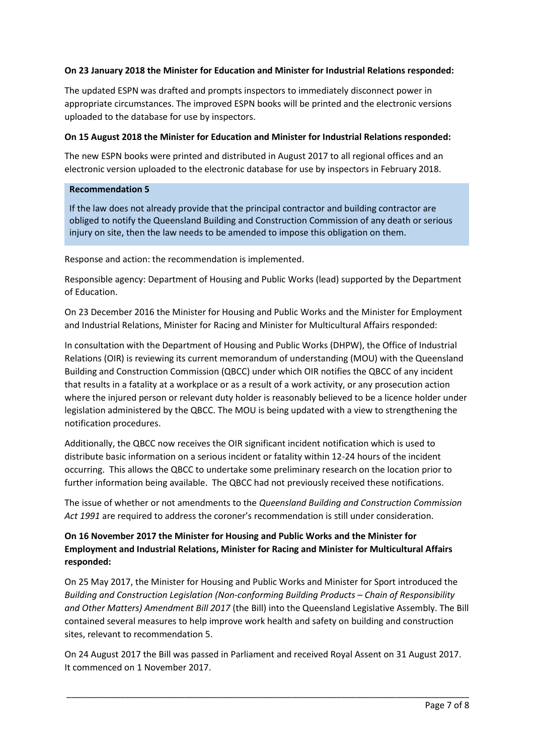**On 23 January 2018 the Minister for Education and Minister for Industrial Relations responded:**

The updated ESPN was drafted and prompts inspectors to immediately disconnect power in appropriate circumstances. The improved ESPN books will be printed and the electronic versions uploaded to the database for use by inspectors.

**On 15 August 2018 the Minister for Education and Minister for Industrial Relations responded:**

The new ESPN books were printed and distributed in August 2017 to all regional offices and an electronic version uploaded to the electronic database for use by inspectors in February 2018.

**Recommendation 5**

If the law does not already provide that the principal contractor and building contractor are obliged to notify the Queensland Building and Construction Commission of any death or serious injury on site, then the law needs to be amended to impose this obligation on them.

Response and action: the recommendation is implemented.

Responsible agency: Department of Housing and Public Works (lead) supported by the Department of Education.

On 23 December 2016 the Minister for Housing and Public Works and the Minister for Employment and Industrial Relations, Minister for Racing and Minister for Multicultural Affairs responded:

In consultation with the Department of Housing and Public Works (DHPW), the Office of Industrial Relations (OIR) is reviewing its current memorandum of understanding (MOU) with the Queensland Building and Construction Commission (QBCC) under which OIR notifies the QBCC of any incident that results in a fatality at a workplace or as a result of a work activity, or any prosecution action where the injured person or relevant duty holder is reasonably believed to be a licence holder under legislation administered by the QBCC. The MOU is being updated with a view to strengthening the notification procedures.

Additionally, the QBCC now receives the OIR significant incident notification which is used to distribute basic information on a serious incident or fatality within 12-24 hours of the incident occurring. This allows the QBCC to undertake some preliminary research on the location prior to further information being available. The QBCC had not previously received these notifications.

The issue of whether or not amendments to the *Queensland Building and Construction Commission Act 1991* are required to address the coroner's recommendation is still under consideration.

**On 16 November 2017 the Minister for Housing and Public Works and the Minister for Employment and Industrial Relations, Minister for Racing and Minister for Multicultural Affairs responded:**

On 25 May 2017, the Minister for Housing and Public Works and Minister for Sport introduced the *Building and Construction Legislation (Non-conforming Building Products – Chain of Responsibility and Other Matters) Amendment Bill 2017* (the Bill) into the Queensland Legislative Assembly. The Bill contained several measures to help improve work health and safety on building and construction sites, relevant to recommendation 5.

On 24 August 2017 the Bill was passed in Parliament and received Royal Assent on 31 August 2017. It commenced on 1 November 2017.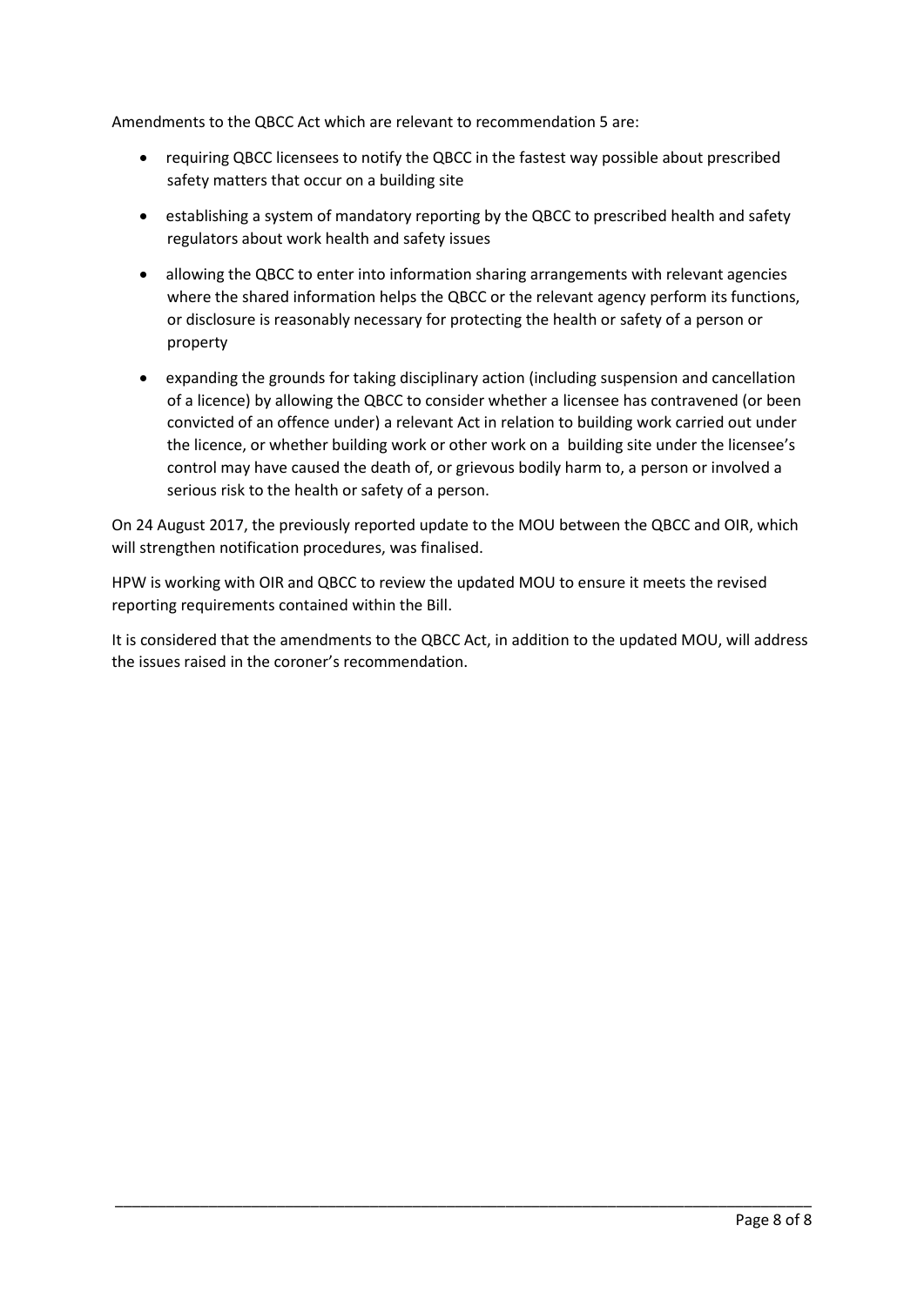Amendments to the QBCC Act which are relevant to recommendation 5 are:

- requiring QBCC licensees to notify the QBCC in the fastest way possible about prescribed safety matters that occur on a building site
- establishing a system of mandatory reporting by the QBCC to prescribed health and safety regulators about work health and safety issues
- allowing the QBCC to enter into information sharing arrangements with relevant agencies where the shared information helps the QBCC or the relevant agency perform its functions, or disclosure is reasonably necessary for protecting the health or safety of a person or property
- expanding the grounds for taking disciplinary action (including suspension and cancellation of a licence) by allowing the QBCC to consider whether a licensee has contravened (or been convicted of an offence under) a relevant Act in relation to building work carried out under the licence, or whether building work or other work on a building site under the licensee's control may have caused the death of, or grievous bodily harm to, a person or involved a serious risk to the health or safety of a person.

On 24 August 2017, the previously reported update to the MOU between the QBCC and OIR, which will strengthen notification procedures, was finalised.

HPW is working with OIR and QBCC to review the updated MOU to ensure it meets the revised reporting requirements contained within the Bill.

It is considered that the amendments to the QBCC Act, in addition to the updated MOU, will address the issues raised in the coroner's recommendation.